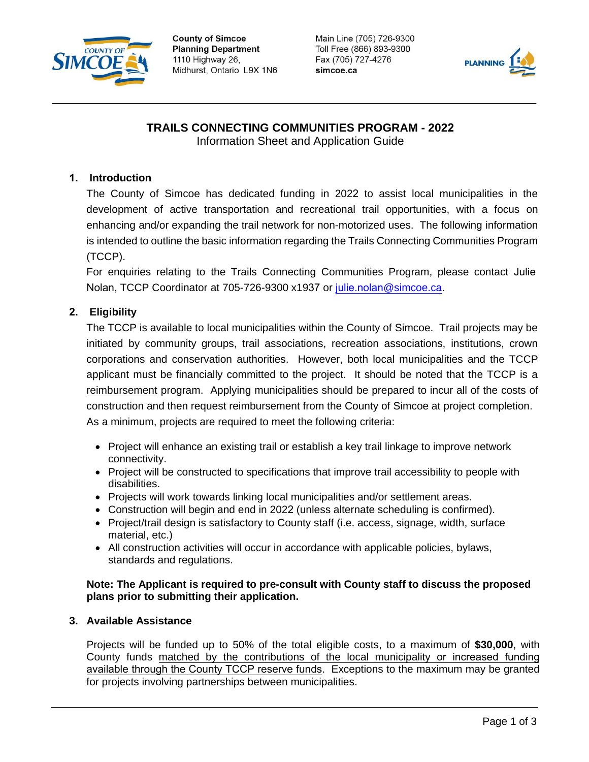County of Simcoe
Planning Department
1110 Highway 26,
Midhurst, Ontario L9X 1N6

Main Line (705) 726-9300
Toll Free (866) 893-9300
Fax (705) 727-4276
simcoe.ca

# TRAILS CONNECTING COMMUNITIES PROGRAM - 2022

Information Sheet and Application Guide

## 1. Introduction

The County of Simcoe has dedicated funding in 2022 to assist local municipalities in the development of active transportation and recreational trail opportunities, with a focus on enhancing and/or expanding the trail network for non-motorized uses. The following information is intended to outline the basic information regarding the Trails Connecting Communities Program (TCCP).

For enquiries relating to the Trails Connecting Communities Program, please contact Julie Nolan, TCCP Coordinator at 705-726-9300 x1937 or julie.nolan@simcoe.ca.

## 2. Eligibility

The TCCP is available to local municipalities within the County of Simcoe. Trail projects may be initiated by community groups, trail associations, recreation associations, institutions, crown corporations and conservation authorities. However, both local municipalities and the TCCP applicant must be financially committed to the project. It should be noted that the TCCP is a reimbursement program. Applying municipalities should be prepared to incur all of the costs of construction and then request reimbursement from the County of Simcoe at project completion. As a minimum, projects are required to meet the following criteria:

- Project will enhance an existing trail or establish a key trail linkage to improve network connectivity.
- Project will be constructed to specifications that improve trail accessibility to people with disabilities.
- Projects will work towards linking local municipalities and/or settlement areas.
- Construction will begin and end in 2022 (unless alternate scheduling is confirmed).
- Project/trail design is satisfactory to County staff (i.e. access, signage, width, surface material, etc.)
- All construction activities will occur in accordance with applicable policies, bylaws, standards and regulations.

**Note: The Applicant is required to pre-consult with County staff to discuss the proposed plans prior to submitting their application.**

## 3. Available Assistance

Projects will be funded up to 50% of the total eligible costs, to a maximum of **$30,000**, with County funds matched by the contributions of the local municipality or increased funding available through the County TCCP reserve funds. Exceptions to the maximum may be granted for projects involving partnerships between municipalities.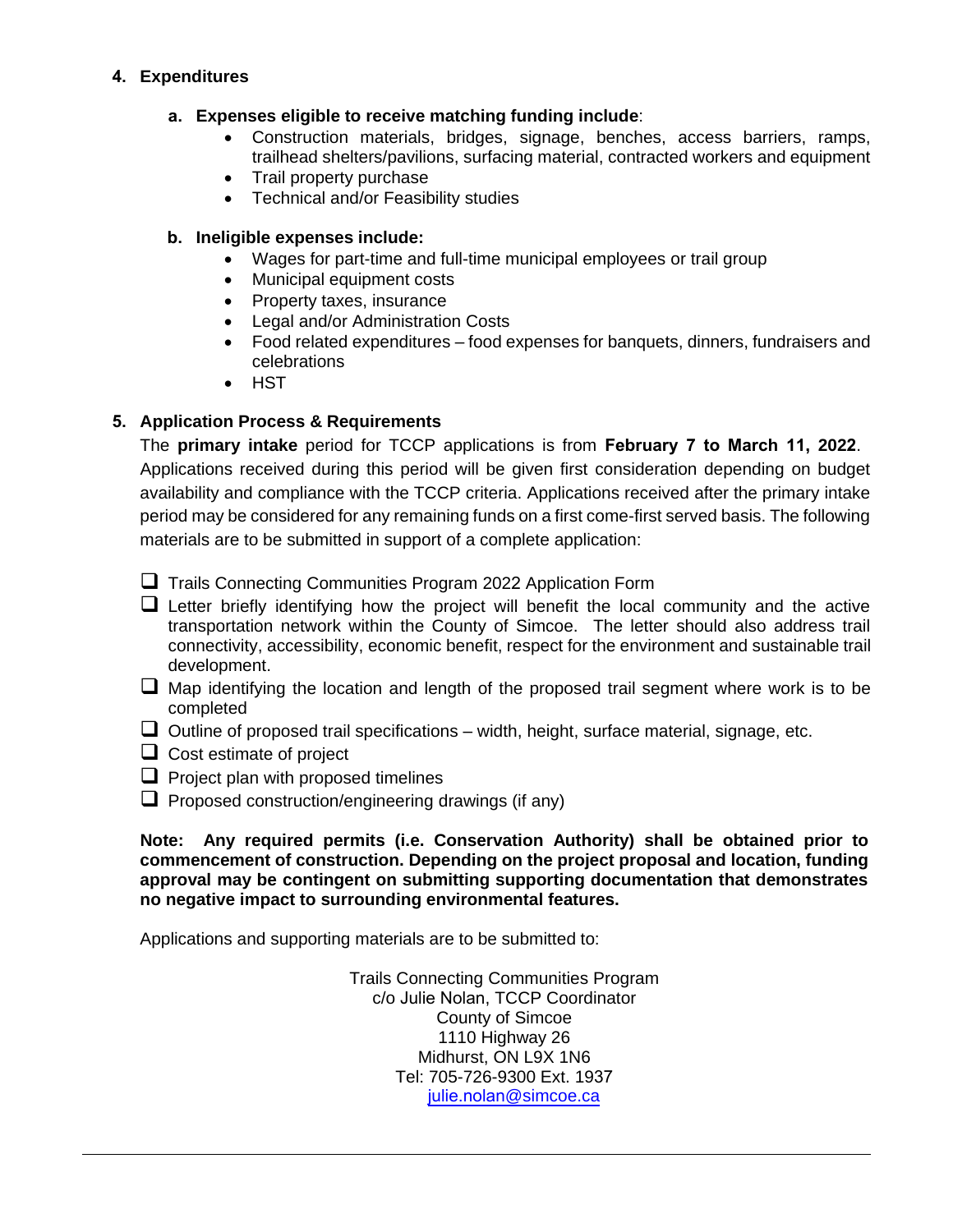## 4. Expenditures

### a. Expenses eligible to receive matching funding include:

- Construction materials, bridges, signage, benches, access barriers, ramps, trailhead shelters/pavilions, surfacing material, contracted workers and equipment
- Trail property purchase
- Technical and/or Feasibility studies

### b. Ineligible expenses include:

- Wages for part-time and full-time municipal employees or trail group
- Municipal equipment costs
- Property taxes, insurance
- Legal and/or Administration Costs
- Food related expenditures – food expenses for banquets, dinners, fundraisers and celebrations
- HST

## 5. Application Process & Requirements

The **primary intake** period for TCCP applications is from **February 7 to March 11, 2022**. Applications received during this period will be given first consideration depending on budget availability and compliance with the TCCP criteria. Applications received after the primary intake period may be considered for any remaining funds on a first come-first served basis. The following materials are to be submitted in support of a complete application:

- ❑ Trails Connecting Communities Program 2022 Application Form
- ❑ Letter briefly identifying how the project will benefit the local community and the active transportation network within the County of Simcoe. The letter should also address trail connectivity, accessibility, economic benefit, respect for the environment and sustainable trail development.
- ❑ Map identifying the location and length of the proposed trail segment where work is to be completed
- ❑ Outline of proposed trail specifications – width, height, surface material, signage, etc.
- ❑ Cost estimate of project
- ❑ Project plan with proposed timelines
- ❑ Proposed construction/engineering drawings (if any)

**Note: Any required permits (i.e. Conservation Authority) shall be obtained prior to commencement of construction. Depending on the project proposal and location, funding approval may be contingent on submitting supporting documentation that demonstrates no negative impact to surrounding environmental features.**

Applications and supporting materials are to be submitted to:

Trails Connecting Communities Program
c/o Julie Nolan, TCCP Coordinator
County of Simcoe
1110 Highway 26
Midhurst, ON L9X 1N6
Tel: 705-726-9300 Ext. 1937
julie.nolan@simcoe.ca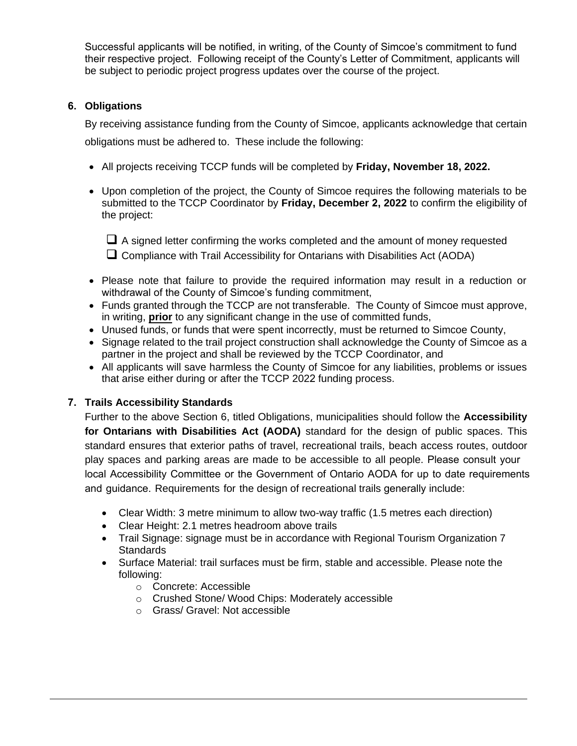Successful applicants will be notified, in writing, of the County of Simcoe's commitment to fund their respective project. Following receipt of the County's Letter of Commitment, applicants will be subject to periodic project progress updates over the course of the project.

## 6. Obligations

By receiving assistance funding from the County of Simcoe, applicants acknowledge that certain obligations must be adhered to. These include the following:

- All projects receiving TCCP funds will be completed by **Friday, November 18, 2022.**
- Upon completion of the project, the County of Simcoe requires the following materials to be submitted to the TCCP Coordinator by **Friday, December 2, 2022** to confirm the eligibility of the project:

  - [ ] A signed letter confirming the works completed and the amount of money requested
  - [ ] Compliance with Trail Accessibility for Ontarians with Disabilities Act (AODA)

- Please note that failure to provide the required information may result in a reduction or withdrawal of the County of Simcoe's funding commitment,
- Funds granted through the TCCP are not transferable. The County of Simcoe must approve, in writing, <u>**prior**</u> to any significant change in the use of committed funds,
- Unused funds, or funds that were spent incorrectly, must be returned to Simcoe County,
- Signage related to the trail project construction shall acknowledge the County of Simcoe as a partner in the project and shall be reviewed by the TCCP Coordinator, and
- All applicants will save harmless the County of Simcoe for any liabilities, problems or issues that arise either during or after the TCCP 2022 funding process.

## 7. Trails Accessibility Standards

Further to the above Section 6, titled Obligations, municipalities should follow the **Accessibility for Ontarians with Disabilities Act (AODA)** standard for the design of public spaces. This standard ensures that exterior paths of travel, recreational trails, beach access routes, outdoor play spaces and parking areas are made to be accessible to all people. Please consult your local Accessibility Committee or the Government of Ontario AODA for up to date requirements and guidance. Requirements for the design of recreational trails generally include:

- Clear Width: 3 metre minimum to allow two-way traffic (1.5 metres each direction)
- Clear Height: 2.1 metres headroom above trails
- Trail Signage: signage must be in accordance with Regional Tourism Organization 7 Standards
- Surface Material: trail surfaces must be firm, stable and accessible. Please note the following:
  - Concrete: Accessible
  - Crushed Stone/ Wood Chips: Moderately accessible
  - Grass/ Gravel: Not accessible